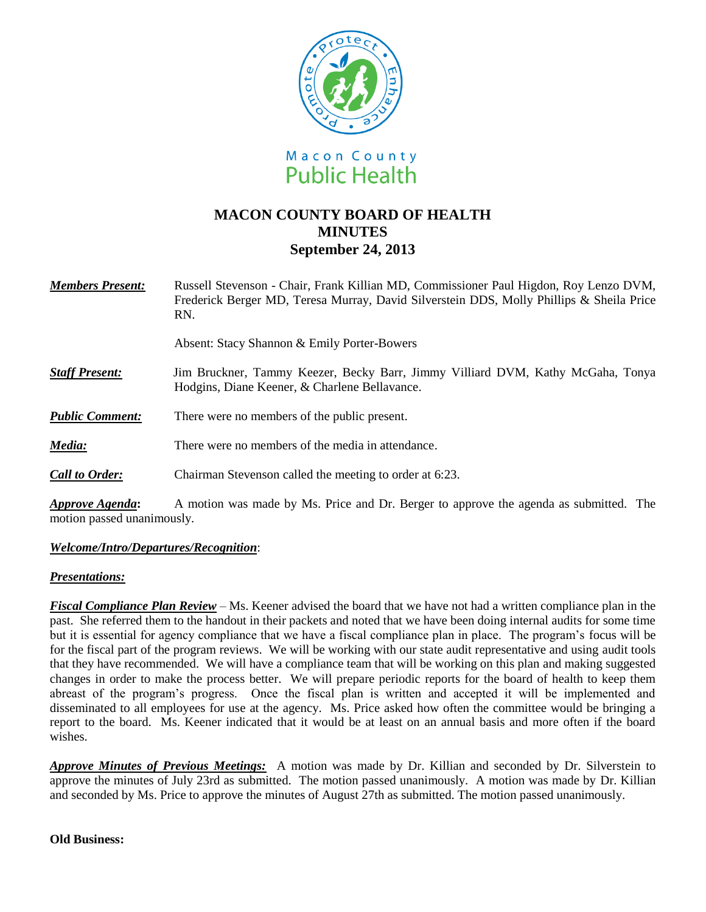Macon County
Public Health

# MACON COUNTY BOARD OF HEALTH
## MINUTES
## September 24, 2013

***Members Present:*** Russell Stevenson - Chair, Frank Killian MD, Commissioner Paul Higdon, Roy Lenzo DVM, Frederick Berger MD, Teresa Murray, David Silverstein DDS, Molly Phillips & Sheila Price RN.

Absent: Stacy Shannon & Emily Porter-Bowers

***Staff Present:*** Jim Bruckner, Tammy Keezer, Becky Barr, Jimmy Villiard DVM, Kathy McGaha, Tonya Hodgins, Diane Keener, & Charlene Bellavance.

***Public Comment:*** There were no members of the public present.

***Media:*** There were no members of the media in attendance.

***Call to Order:*** Chairman Stevenson called the meeting to order at 6:23.

***Approve Agenda*:** A motion was made by Ms. Price and Dr. Berger to approve the agenda as submitted. The motion passed unanimously.

***Welcome/Intro/Departures/Recognition***:

***Presentations:***

***Fiscal Compliance Plan Review*** – Ms. Keener advised the board that we have not had a written compliance plan in the past. She referred them to the handout in their packets and noted that we have been doing internal audits for some time but it is essential for agency compliance that we have a fiscal compliance plan in place. The program's focus will be for the fiscal part of the program reviews. We will be working with our state audit representative and using audit tools that they have recommended. We will have a compliance team that will be working on this plan and making suggested changes in order to make the process better. We will prepare periodic reports for the board of health to keep them abreast of the program's progress. Once the fiscal plan is written and accepted it will be implemented and disseminated to all employees for use at the agency. Ms. Price asked how often the committee would be bringing a report to the board. Ms. Keener indicated that it would be at least on an annual basis and more often if the board wishes.

***Approve Minutes of Previous Meetings:*** A motion was made by Dr. Killian and seconded by Dr. Silverstein to approve the minutes of July 23rd as submitted. The motion passed unanimously. A motion was made by Dr. Killian and seconded by Ms. Price to approve the minutes of August 27th as submitted. The motion passed unanimously.

**Old Business:**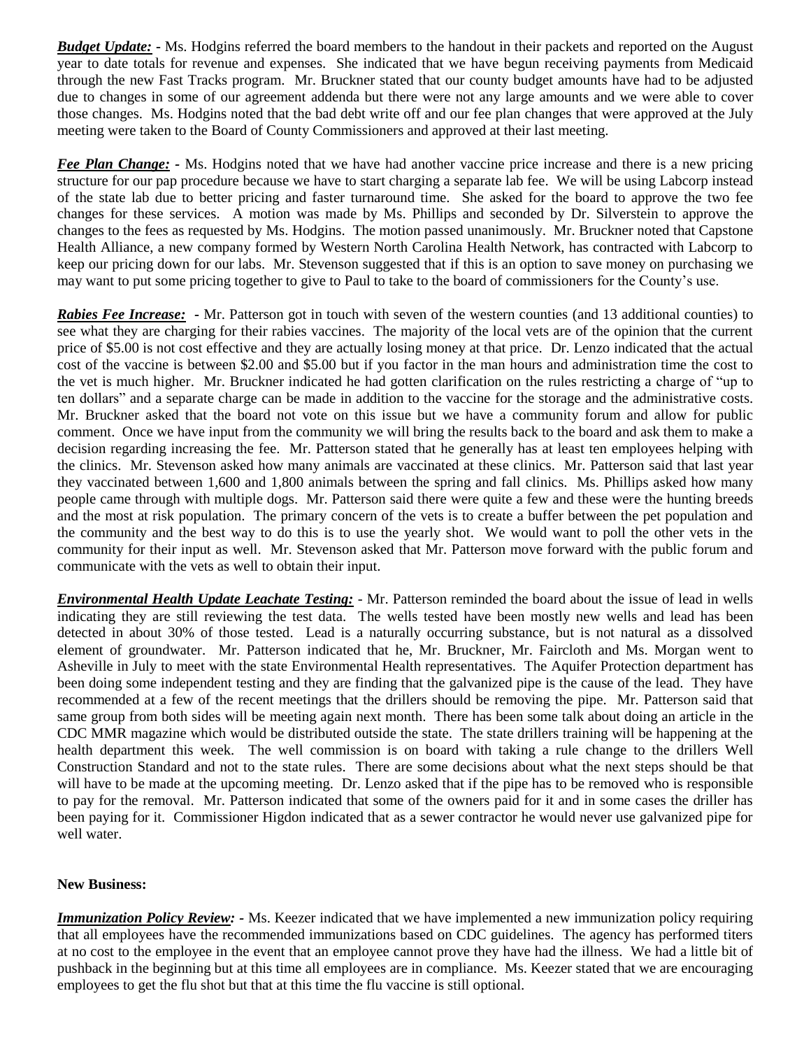***Budget Update:*** - Ms. Hodgins referred the board members to the handout in their packets and reported on the August year to date totals for revenue and expenses. She indicated that we have begun receiving payments from Medicaid through the new Fast Tracks program. Mr. Bruckner stated that our county budget amounts have had to be adjusted due to changes in some of our agreement addenda but there were not any large amounts and we were able to cover those changes. Ms. Hodgins noted that the bad debt write off and our fee plan changes that were approved at the July meeting were taken to the Board of County Commissioners and approved at their last meeting.

***Fee Plan Change:*** - Ms. Hodgins noted that we have had another vaccine price increase and there is a new pricing structure for our pap procedure because we have to start charging a separate lab fee. We will be using Labcorp instead of the state lab due to better pricing and faster turnaround time. She asked for the board to approve the two fee changes for these services. A motion was made by Ms. Phillips and seconded by Dr. Silverstein to approve the changes to the fees as requested by Ms. Hodgins. The motion passed unanimously. Mr. Bruckner noted that Capstone Health Alliance, a new company formed by Western North Carolina Health Network, has contracted with Labcorp to keep our pricing down for our labs. Mr. Stevenson suggested that if this is an option to save money on purchasing we may want to put some pricing together to give to Paul to take to the board of commissioners for the County's use.

***Rabies Fee Increase:*** - Mr. Patterson got in touch with seven of the western counties (and 13 additional counties) to see what they are charging for their rabies vaccines. The majority of the local vets are of the opinion that the current price of $5.00 is not cost effective and they are actually losing money at that price. Dr. Lenzo indicated that the actual cost of the vaccine is between $2.00 and $5.00 but if you factor in the man hours and administration time the cost to the vet is much higher. Mr. Bruckner indicated he had gotten clarification on the rules restricting a charge of "up to ten dollars" and a separate charge can be made in addition to the vaccine for the storage and the administrative costs. Mr. Bruckner asked that the board not vote on this issue but we have a community forum and allow for public comment. Once we have input from the community we will bring the results back to the board and ask them to make a decision regarding increasing the fee. Mr. Patterson stated that he generally has at least ten employees helping with the clinics. Mr. Stevenson asked how many animals are vaccinated at these clinics. Mr. Patterson said that last year they vaccinated between 1,600 and 1,800 animals between the spring and fall clinics. Ms. Phillips asked how many people came through with multiple dogs. Mr. Patterson said there were quite a few and these were the hunting breeds and the most at risk population. The primary concern of the vets is to create a buffer between the pet population and the community and the best way to do this is to use the yearly shot. We would want to poll the other vets in the community for their input as well. Mr. Stevenson asked that Mr. Patterson move forward with the public forum and communicate with the vets as well to obtain their input.

***Environmental Health Update Leachate Testing:*** - Mr. Patterson reminded the board about the issue of lead in wells indicating they are still reviewing the test data. The wells tested have been mostly new wells and lead has been detected in about 30% of those tested. Lead is a naturally occurring substance, but is not natural as a dissolved element of groundwater. Mr. Patterson indicated that he, Mr. Bruckner, Mr. Faircloth and Ms. Morgan went to Asheville in July to meet with the state Environmental Health representatives. The Aquifer Protection department has been doing some independent testing and they are finding that the galvanized pipe is the cause of the lead. They have recommended at a few of the recent meetings that the drillers should be removing the pipe. Mr. Patterson said that same group from both sides will be meeting again next month. There has been some talk about doing an article in the CDC MMR magazine which would be distributed outside the state. The state drillers training will be happening at the health department this week. The well commission is on board with taking a rule change to the drillers Well Construction Standard and not to the state rules. There are some decisions about what the next steps should be that will have to be made at the upcoming meeting. Dr. Lenzo asked that if the pipe has to be removed who is responsible to pay for the removal. Mr. Patterson indicated that some of the owners paid for it and in some cases the driller has been paying for it. Commissioner Higdon indicated that as a sewer contractor he would never use galvanized pipe for well water.

**New Business:**

***Immunization Policy Review:*** - Ms. Keezer indicated that we have implemented a new immunization policy requiring that all employees have the recommended immunizations based on CDC guidelines. The agency has performed titers at no cost to the employee in the event that an employee cannot prove they have had the illness. We had a little bit of pushback in the beginning but at this time all employees are in compliance. Ms. Keezer stated that we are encouraging employees to get the flu shot but that at this time the flu vaccine is still optional.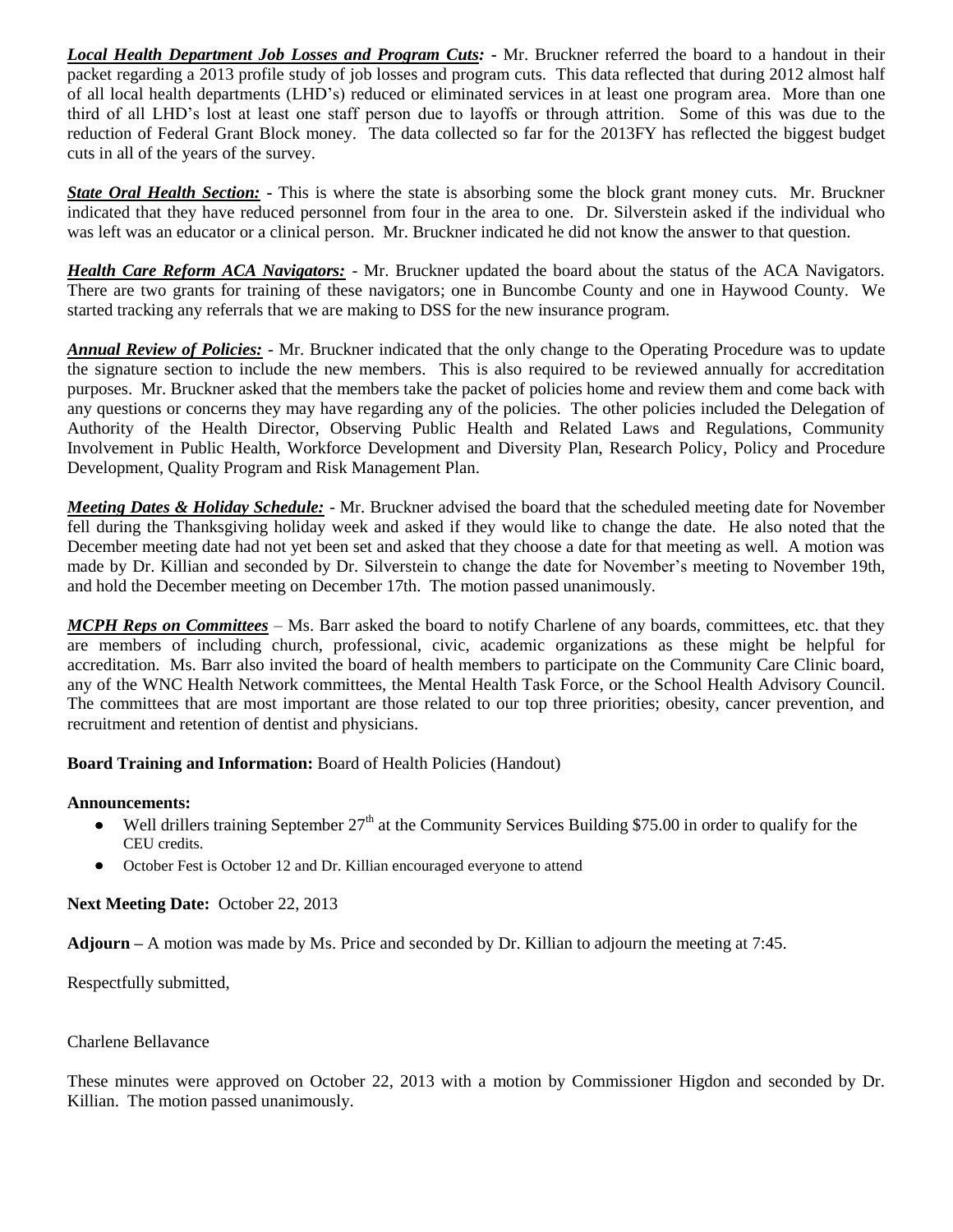***Local Health Department Job Losses and Program Cuts:*** - Mr. Bruckner referred the board to a handout in their packet regarding a 2013 profile study of job losses and program cuts. This data reflected that during 2012 almost half of all local health departments (LHD's) reduced or eliminated services in at least one program area. More than one third of all LHD's lost at least one staff person due to layoffs or through attrition. Some of this was due to the reduction of Federal Grant Block money. The data collected so far for the 2013FY has reflected the biggest budget cuts in all of the years of the survey.

***State Oral Health Section:*** - This is where the state is absorbing some the block grant money cuts. Mr. Bruckner indicated that they have reduced personnel from four in the area to one. Dr. Silverstein asked if the individual who was left was an educator or a clinical person. Mr. Bruckner indicated he did not know the answer to that question.

***Health Care Reform ACA Navigators:*** - Mr. Bruckner updated the board about the status of the ACA Navigators. There are two grants for training of these navigators; one in Buncombe County and one in Haywood County. We started tracking any referrals that we are making to DSS for the new insurance program.

***Annual Review of Policies:*** - Mr. Bruckner indicated that the only change to the Operating Procedure was to update the signature section to include the new members. This is also required to be reviewed annually for accreditation purposes. Mr. Bruckner asked that the members take the packet of policies home and review them and come back with any questions or concerns they may have regarding any of the policies. The other policies included the Delegation of Authority of the Health Director, Observing Public Health and Related Laws and Regulations, Community Involvement in Public Health, Workforce Development and Diversity Plan, Research Policy, Policy and Procedure Development, Quality Program and Risk Management Plan.

***Meeting Dates & Holiday Schedule:*** - Mr. Bruckner advised the board that the scheduled meeting date for November fell during the Thanksgiving holiday week and asked if they would like to change the date. He also noted that the December meeting date had not yet been set and asked that they choose a date for that meeting as well. A motion was made by Dr. Killian and seconded by Dr. Silverstein to change the date for November's meeting to November 19th, and hold the December meeting on December 17th. The motion passed unanimously.

***MCPH Reps on Committees*** – Ms. Barr asked the board to notify Charlene of any boards, committees, etc. that they are members of including church, professional, civic, academic organizations as these might be helpful for accreditation. Ms. Barr also invited the board of health members to participate on the Community Care Clinic board, any of the WNC Health Network committees, the Mental Health Task Force, or the School Health Advisory Council. The committees that are most important are those related to our top three priorities; obesity, cancer prevention, and recruitment and retention of dentist and physicians.

**Board Training and Information:** Board of Health Policies (Handout)

**Announcements:**

- Well drillers training September 27th at the Community Services Building $75.00 in order to qualify for the CEU credits.
- October Fest is October 12 and Dr. Killian encouraged everyone to attend

**Next Meeting Date:** October 22, 2013

**Adjourn –** A motion was made by Ms. Price and seconded by Dr. Killian to adjourn the meeting at 7:45.

Respectfully submitted,

Charlene Bellavance

These minutes were approved on October 22, 2013 with a motion by Commissioner Higdon and seconded by Dr. Killian. The motion passed unanimously.